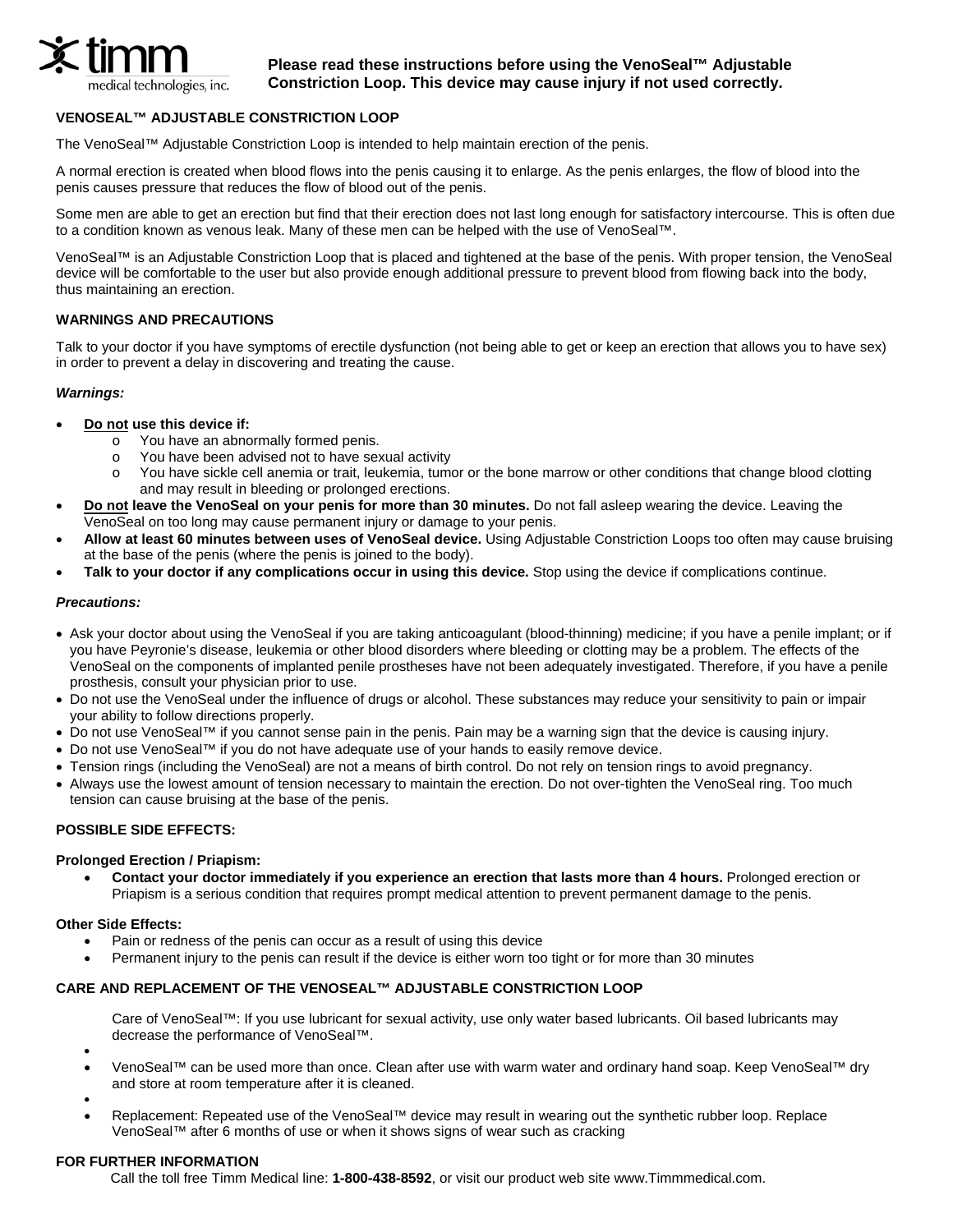timm medical technologies, inc.

**Please read these instructions before using the VenoSeal™ Adjustable Constriction Loop. This device may cause injury if not used correctly.**

## VENOSEAL™ ADJUSTABLE CONSTRICTION LOOP

The VenoSeal™ Adjustable Constriction Loop is intended to help maintain erection of the penis.

A normal erection is created when blood flows into the penis causing it to enlarge. As the penis enlarges, the flow of blood into the penis causes pressure that reduces the flow of blood out of the penis.

Some men are able to get an erection but find that their erection does not last long enough for satisfactory intercourse. This is often due to a condition known as venous leak. Many of these men can be helped with the use of VenoSeal™.

VenoSeal™ is an Adjustable Constriction Loop that is placed and tightened at the base of the penis. With proper tension, the VenoSeal device will be comfortable to the user but also provide enough additional pressure to prevent blood from flowing back into the body, thus maintaining an erection.

## WARNINGS AND PRECAUTIONS

Talk to your doctor if you have symptoms of erectile dysfunction (not being able to get or keep an erection that allows you to have sex) in order to prevent a delay in discovering and treating the cause.

### *Warnings:*

- **Do not use this device if:**
  - You have an abnormally formed penis.
  - You have been advised not to have sexual activity
  - You have sickle cell anemia or trait, leukemia, tumor or the bone marrow or other conditions that change blood clotting and may result in bleeding or prolonged erections.
- **Do not leave the VenoSeal on your penis for more than 30 minutes.** Do not fall asleep wearing the device. Leaving the VenoSeal on too long may cause permanent injury or damage to your penis.
- **Allow at least 60 minutes between uses of VenoSeal device.** Using Adjustable Constriction Loops too often may cause bruising at the base of the penis (where the penis is joined to the body).
- **Talk to your doctor if any complications occur in using this device.** Stop using the device if complications continue.

### *Precautions:*

- Ask your doctor about using the VenoSeal if you are taking anticoagulant (blood-thinning) medicine; if you have a penile implant; or if you have Peyronie's disease, leukemia or other blood disorders where bleeding or clotting may be a problem. The effects of the VenoSeal on the components of implanted penile prostheses have not been adequately investigated. Therefore, if you have a penile prosthesis, consult your physician prior to use.
- Do not use the VenoSeal under the influence of drugs or alcohol. These substances may reduce your sensitivity to pain or impair your ability to follow directions properly.
- Do not use VenoSeal™ if you cannot sense pain in the penis. Pain may be a warning sign that the device is causing injury.
- Do not use VenoSeal™ if you do not have adequate use of your hands to easily remove device.
- Tension rings (including the VenoSeal) are not a means of birth control. Do not rely on tension rings to avoid pregnancy.
- Always use the lowest amount of tension necessary to maintain the erection. Do not over-tighten the VenoSeal ring. Too much tension can cause bruising at the base of the penis.

## POSSIBLE SIDE EFFECTS:

### Prolonged Erection / Priapism:

- **Contact your doctor immediately if you experience an erection that lasts more than 4 hours.** Prolonged erection or Priapism is a serious condition that requires prompt medical attention to prevent permanent damage to the penis.

### Other Side Effects:

- Pain or redness of the penis can occur as a result of using this device
- Permanent injury to the penis can result if the device is either worn too tight or for more than 30 minutes

## CARE AND REPLACEMENT OF THE VENOSEAL™ ADJUSTABLE CONSTRICTION LOOP

Care of VenoSeal™: If you use lubricant for sexual activity, use only water based lubricants. Oil based lubricants may decrease the performance of VenoSeal™.

- VenoSeal™ can be used more than once. Clean after use with warm water and ordinary hand soap. Keep VenoSeal™ dry and store at room temperature after it is cleaned.
- Replacement: Repeated use of the VenoSeal™ device may result in wearing out the synthetic rubber loop. Replace VenoSeal™ after 6 months of use or when it shows signs of wear such as cracking

## FOR FURTHER INFORMATION

Call the toll free Timm Medical line: **1-800-438-8592**, or visit our product web site www.Timmmedical.com.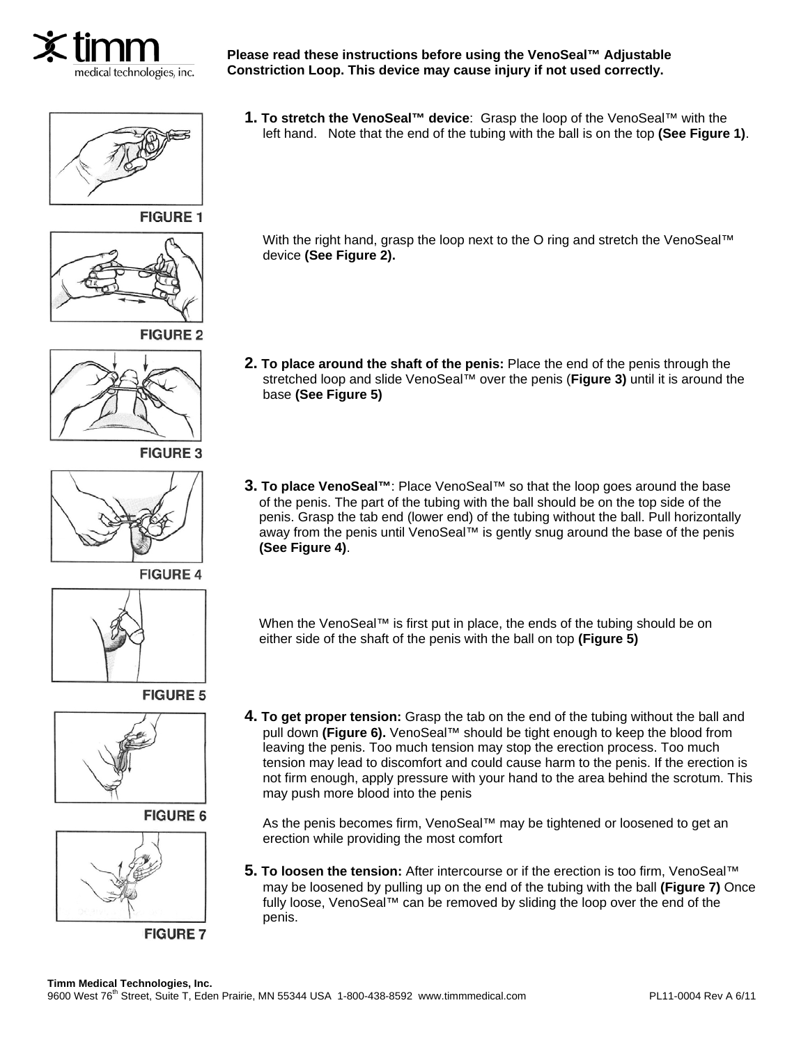**Please read these instructions before using the VenoSeal™ Adjustable Constriction Loop. This device may cause injury if not used correctly.**

**1. To stretch the VenoSeal™ device**: Grasp the loop of the VenoSeal™ with the left hand. Note that the end of the tubing with the ball is on the top **(See Figure 1)**.

FIGURE 1

With the right hand, grasp the loop next to the O ring and stretch the VenoSeal™ device **(See Figure 2).**

FIGURE 2

**2. To place around the shaft of the penis:** Place the end of the penis through the stretched loop and slide VenoSeal™ over the penis (**Figure 3)** until it is around the base **(See Figure 5)**

FIGURE 3

**3. To place VenoSeal™**: Place VenoSeal™ so that the loop goes around the base of the penis. The part of the tubing with the ball should be on the top side of the penis. Grasp the tab end (lower end) of the tubing without the ball. Pull horizontally away from the penis until VenoSeal™ is gently snug around the base of the penis **(See Figure 4)**.

FIGURE 4

When the VenoSeal™ is first put in place, the ends of the tubing should be on either side of the shaft of the penis with the ball on top **(Figure 5)**

FIGURE 5

**4. To get proper tension:** Grasp the tab on the end of the tubing without the ball and pull down **(Figure 6).** VenoSeal™ should be tight enough to keep the blood from leaving the penis. Too much tension may stop the erection process. Too much tension may lead to discomfort and could cause harm to the penis. If the erection is not firm enough, apply pressure with your hand to the area behind the scrotum. This may push more blood into the penis

As the penis becomes firm, VenoSeal™ may be tightened or loosened to get an erection while providing the most comfort

FIGURE 6

**5. To loosen the tension:** After intercourse or if the erection is too firm, VenoSeal™ may be loosened by pulling up on the end of the tubing with the ball **(Figure 7)** Once fully loose, VenoSeal™ can be removed by sliding the loop over the end of the penis.

FIGURE 7

**Timm Medical Technologies, Inc.**
9600 West 76th Street, Suite T, Eden Prairie, MN 55344 USA 1-800-438-8592 www.timmmedical.com PL11-0004 Rev A 6/11